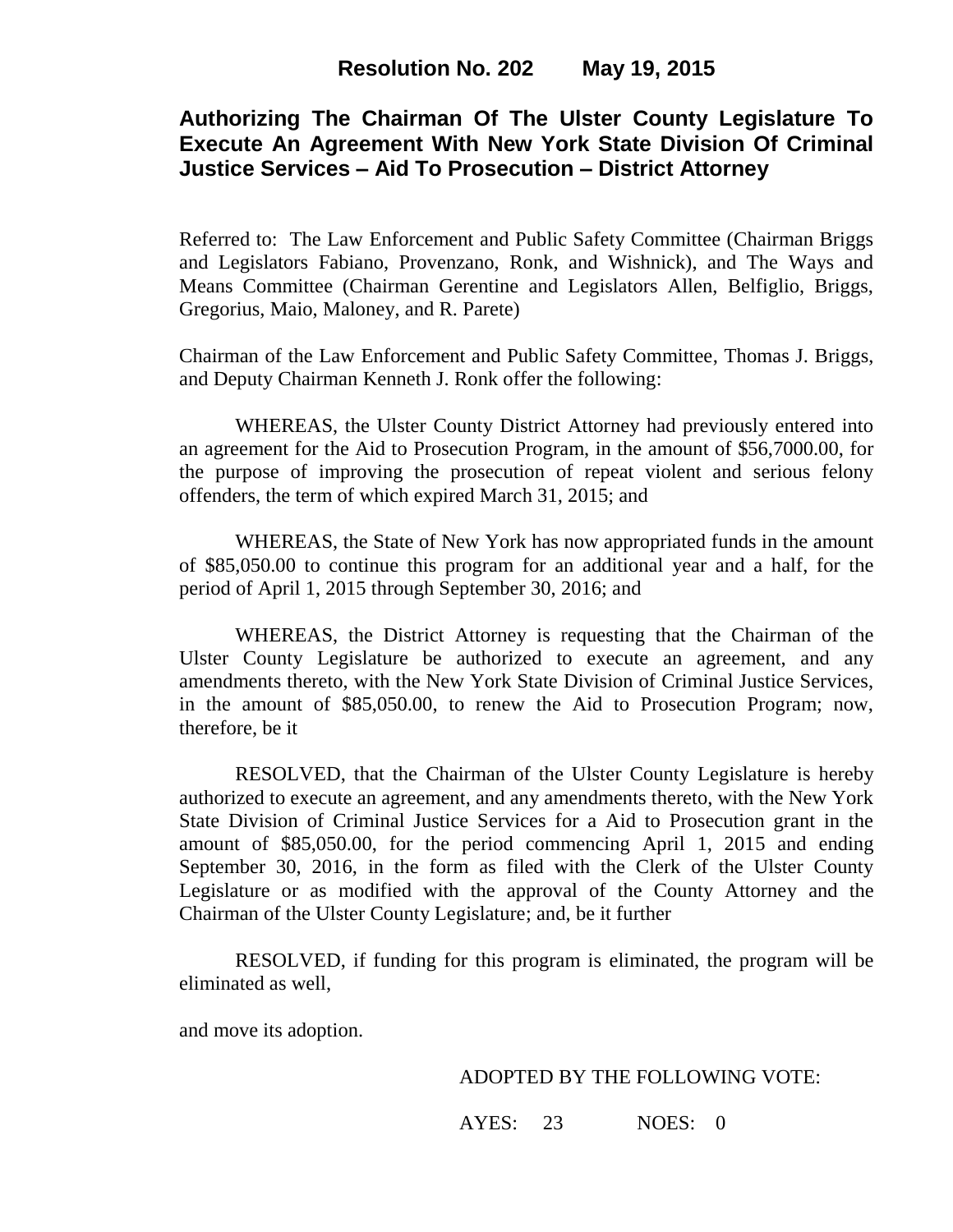**Resolution No. 202 May 19, 2015**

# Authorizing The Chairman Of The Ulster County Legislature To Execute An Agreement With New York State Division Of Criminal Justice Services – Aid To Prosecution – District Attorney

Referred to: The Law Enforcement and Public Safety Committee (Chairman Briggs and Legislators Fabiano, Provenzano, Ronk, and Wishnick), and The Ways and Means Committee (Chairman Gerentine and Legislators Allen, Belfiglio, Briggs, Gregorius, Maio, Maloney, and R. Parete)

Chairman of the Law Enforcement and Public Safety Committee, Thomas J. Briggs, and Deputy Chairman Kenneth J. Ronk offer the following:

WHEREAS, the Ulster County District Attorney had previously entered into an agreement for the Aid to Prosecution Program, in the amount of $56,7000.00, for the purpose of improving the prosecution of repeat violent and serious felony offenders, the term of which expired March 31, 2015; and

WHEREAS, the State of New York has now appropriated funds in the amount of $85,050.00 to continue this program for an additional year and a half, for the period of April 1, 2015 through September 30, 2016; and

WHEREAS, the District Attorney is requesting that the Chairman of the Ulster County Legislature be authorized to execute an agreement, and any amendments thereto, with the New York State Division of Criminal Justice Services, in the amount of $85,050.00, to renew the Aid to Prosecution Program; now, therefore, be it

RESOLVED, that the Chairman of the Ulster County Legislature is hereby authorized to execute an agreement, and any amendments thereto, with the New York State Division of Criminal Justice Services for a Aid to Prosecution grant in the amount of $85,050.00, for the period commencing April 1, 2015 and ending September 30, 2016, in the form as filed with the Clerk of the Ulster County Legislature or as modified with the approval of the County Attorney and the Chairman of the Ulster County Legislature; and, be it further

RESOLVED, if funding for this program is eliminated, the program will be eliminated as well,

and move its adoption.

ADOPTED BY THE FOLLOWING VOTE:

AYES: 23 NOES: 0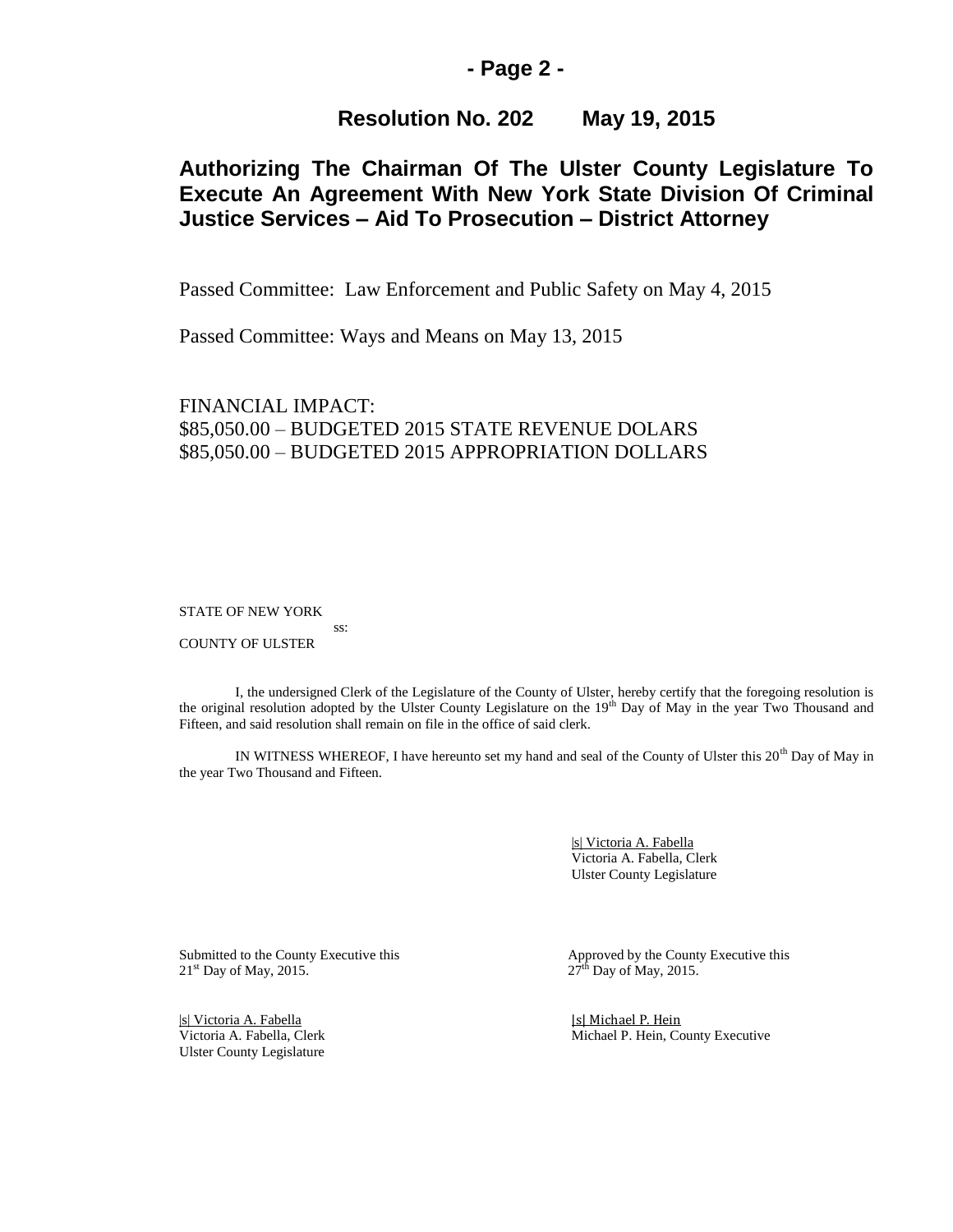## Resolution No. 202 May 19, 2015

## Authorizing The Chairman Of The Ulster County Legislature To Execute An Agreement With New York State Division Of Criminal Justice Services – Aid To Prosecution – District Attorney

Passed Committee: Law Enforcement and Public Safety on May 4, 2015

Passed Committee: Ways and Means on May 13, 2015

FINANCIAL IMPACT:
$85,050.00 – BUDGETED 2015 STATE REVENUE DOLLARS
$85,050.00 – BUDGETED 2015 APPROPRIATION DOLLARS

STATE OF NEW YORK
ss:
COUNTY OF ULSTER

I, the undersigned Clerk of the Legislature of the County of Ulster, hereby certify that the foregoing resolution is the original resolution adopted by the Ulster County Legislature on the 19th Day of May in the year Two Thousand and Fifteen, and said resolution shall remain on file in the office of said clerk.

IN WITNESS WHEREOF, I have hereunto set my hand and seal of the County of Ulster this 20th Day of May in the year Two Thousand and Fifteen.

|s| Victoria A. Fabella
Victoria A. Fabella, Clerk
Ulster County Legislature

Submitted to the County Executive this 21st Day of May, 2015.

|s| Victoria A. Fabella
Victoria A. Fabella, Clerk
Ulster County Legislature

Approved by the County Executive this 27th Day of May, 2015.

|s| Michael P. Hein
Michael P. Hein, County Executive